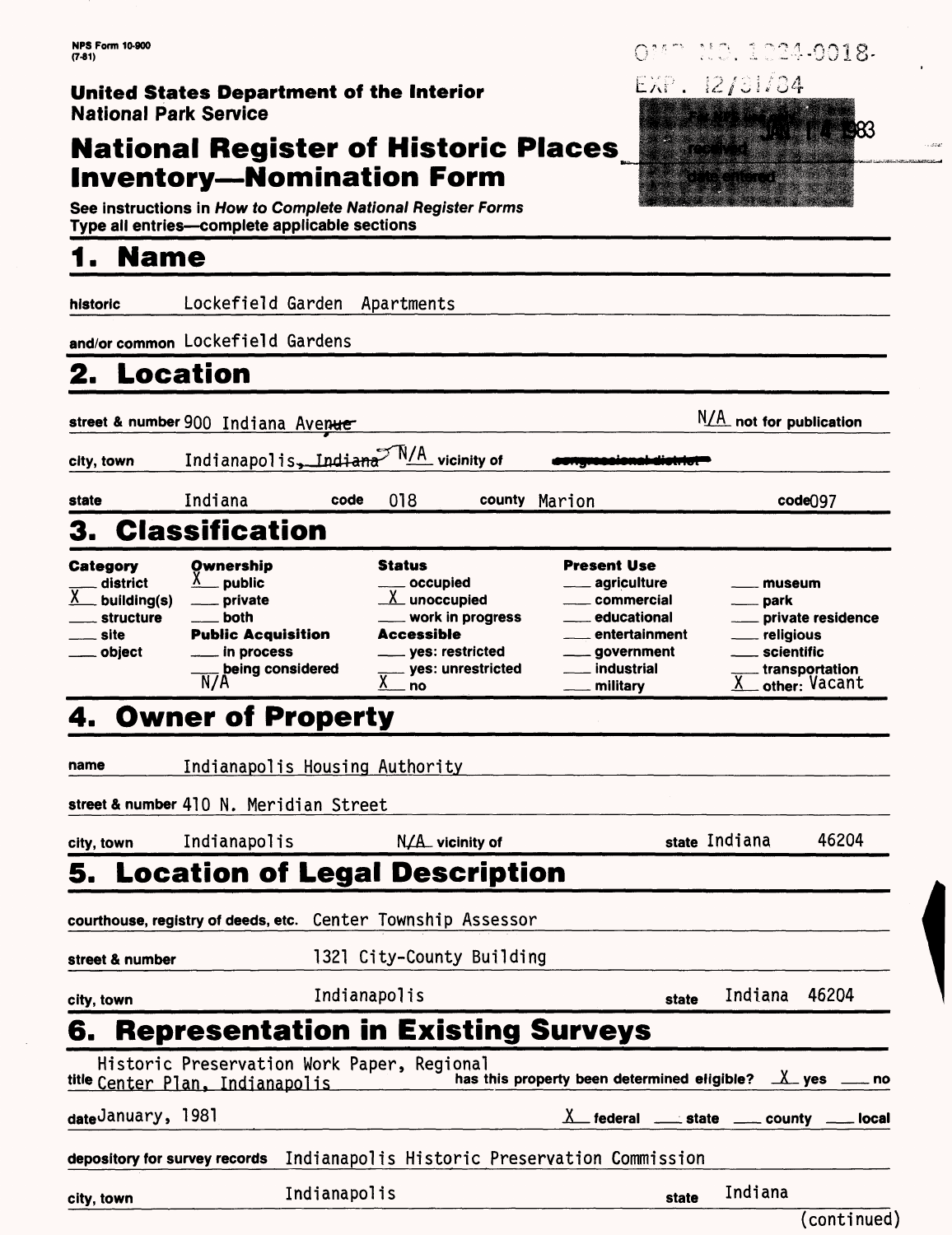NPS Form 10-900
(7-81)

OMB NO. 1024-0018
EXP. 12/31/84

**United States Department of the Interior**
**National Park Service**

# National Register of Historic Places Inventory—Nomination Form

For NPS use only
received JAN 14 1983
date entered

See instructions in *How to Complete National Register Forms*
Type all entries—complete applicable sections

## 1. Name

historic Lockefield Garden Apartments

and/or common Lockefield Gardens

## 2. Location

street & number 900 Indiana Avenue — N/A not for publication

city, town Indianapolis — N/A vicinity of — ~~congressional district~~

state Indiana code 018 county Marion code 097

## 3. Classification

| Category | Ownership | Status | Present Use | |
|---|---|---|---|---|
| ___ district | X public | ___ occupied | ___ agriculture | ___ museum |
| X building(s) | ___ private | X unoccupied | ___ commercial | ___ park |
| ___ structure | ___ both | ___ work in progress | ___ educational | ___ private residence |
| ___ site | **Public Acquisition** | **Accessible** | ___ entertainment | ___ religious |
| ___ object | ___ in process | ___ yes: restricted | ___ government | ___ scientific |
| | ___ being considered N/A | ___ yes: unrestricted | ___ industrial | ___ transportation |
| | | X no | ___ military | X other: Vacant |

## 4. Owner of Property

name Indianapolis Housing Authority

street & number 410 N. Meridian Street

city, town Indianapolis N/A vicinity of state Indiana 46204

## 5. Location of Legal Description

courthouse, registry of deeds, etc. Center Township Assessor

street & number 1321 City-County Building

city, town Indianapolis state Indiana 46204

## 6. Representation in Existing Surveys

title Historic Preservation Work Paper, Regional Center Plan, Indianapolis — has this property been determined eligible? X yes ___ no

date January, 1981 — X federal ___ state ___ county ___ local

depository for survey records Indianapolis Historic Preservation Commission

city, town Indianapolis state Indiana

(continued)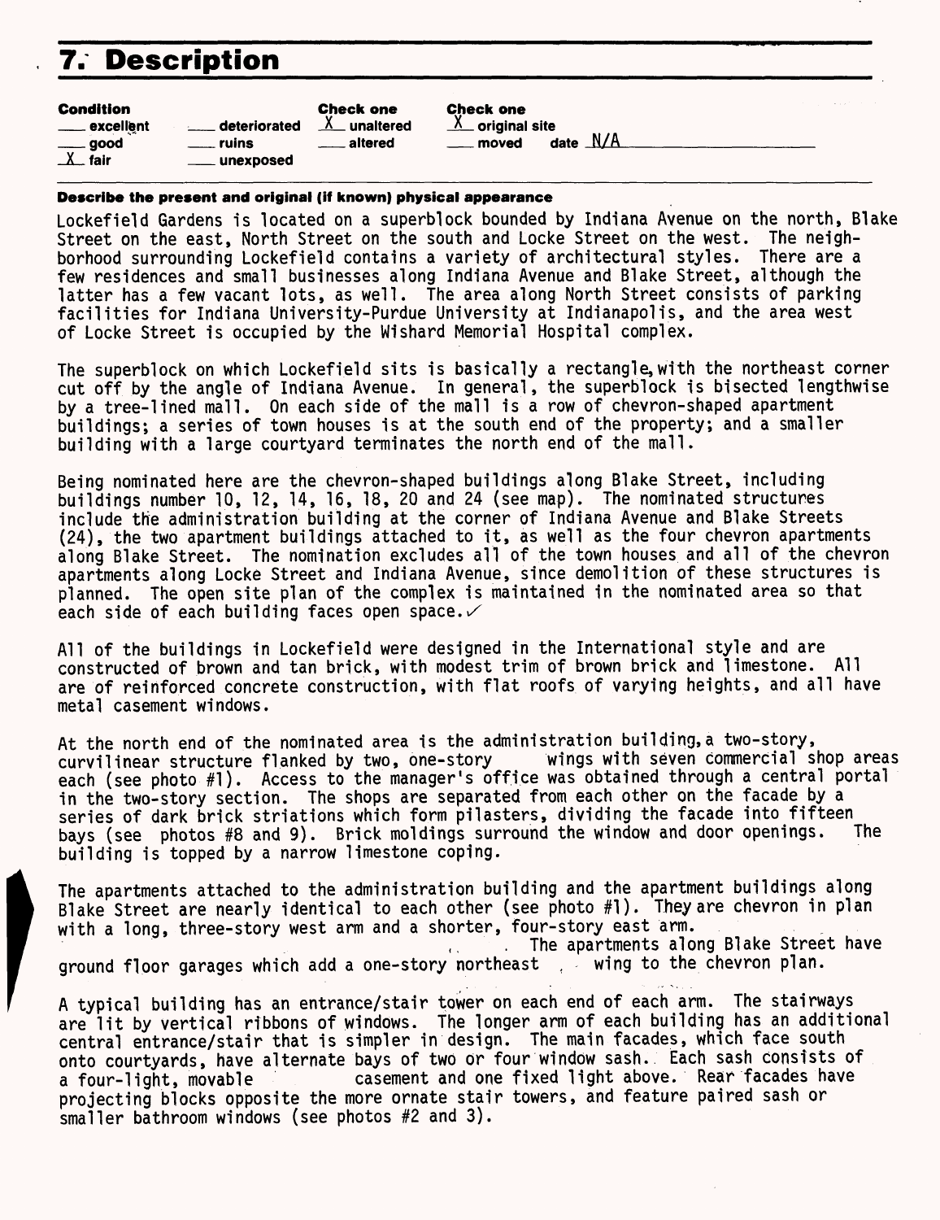## 7. Description

| Condition | | Check one | Check one |
|---|---|---|---|
| ___ excellent | ___ deteriorated | X unaltered | X original site |
| ___ good | ___ ruins | ___ altered | ___ moved date N/A |
| X fair | ___ unexposed | | |

**Describe the present and original (if known) physical appearance**

Lockefield Gardens is located on a superblock bounded by Indiana Avenue on the north, Blake Street on the east, North Street on the south and Locke Street on the west. The neighborhood surrounding Lockefield contains a variety of architectural styles. There are a few residences and small businesses along Indiana Avenue and Blake Street, although the latter has a few vacant lots, as well. The area along North Street consists of parking facilities for Indiana University-Purdue University at Indianapolis, and the area west of Locke Street is occupied by the Wishard Memorial Hospital complex.

The superblock on which Lockefield sits is basically a rectangle, with the northeast corner cut off by the angle of Indiana Avenue. In general, the superblock is bisected lengthwise by a tree-lined mall. On each side of the mall is a row of chevron-shaped apartment buildings; a series of town houses is at the south end of the property; and a smaller building with a large courtyard terminates the north end of the mall.

Being nominated here are the chevron-shaped buildings along Blake Street, including buildings number 10, 12, 14, 16, 18, 20 and 24 (see map). The nominated structures include the administration building at the corner of Indiana Avenue and Blake Streets (24), the two apartment buildings attached to it, as well as the four chevron apartments along Blake Street. The nomination excludes all of the town houses and all of the chevron apartments along Locke Street and Indiana Avenue, since demolition of these structures is planned. The open site plan of the complex is maintained in the nominated area so that each side of each building faces open space. ✓

All of the buildings in Lockefield were designed in the International style and are constructed of brown and tan brick, with modest trim of brown brick and limestone. All are of reinforced concrete construction, with flat roofs of varying heights, and all have metal casement windows.

At the north end of the nominated area is the administration building, a two-story, curvilinear structure flanked by two, one-story wings with seven commercial shop areas each (see photo #1). Access to the manager's office was obtained through a central portal in the two-story section. The shops are separated from each other on the facade by a series of dark brick striations which form pilasters, dividing the facade into fifteen bays (see photos #8 and 9). Brick moldings surround the window and door openings. The building is topped by a narrow limestone coping.

The apartments attached to the administration building and the apartment buildings along Blake Street are nearly identical to each other (see photo #1). They are chevron in plan with a long, three-story west arm and a shorter, four-story east arm. The apartments along Blake Street have ground floor garages which add a one-story northeast wing to the chevron plan.

A typical building has an entrance/stair tower on each end of each arm. The stairways are lit by vertical ribbons of windows. The longer arm of each building has an additional central entrance/stair that is simpler in design. The main facades, which face south onto courtyards, have alternate bays of two or four window sash. Each sash consists of a four-light, movable casement and one fixed light above. Rear facades have projecting blocks opposite the more ornate stair towers, and feature paired sash or smaller bathroom windows (see photos #2 and 3).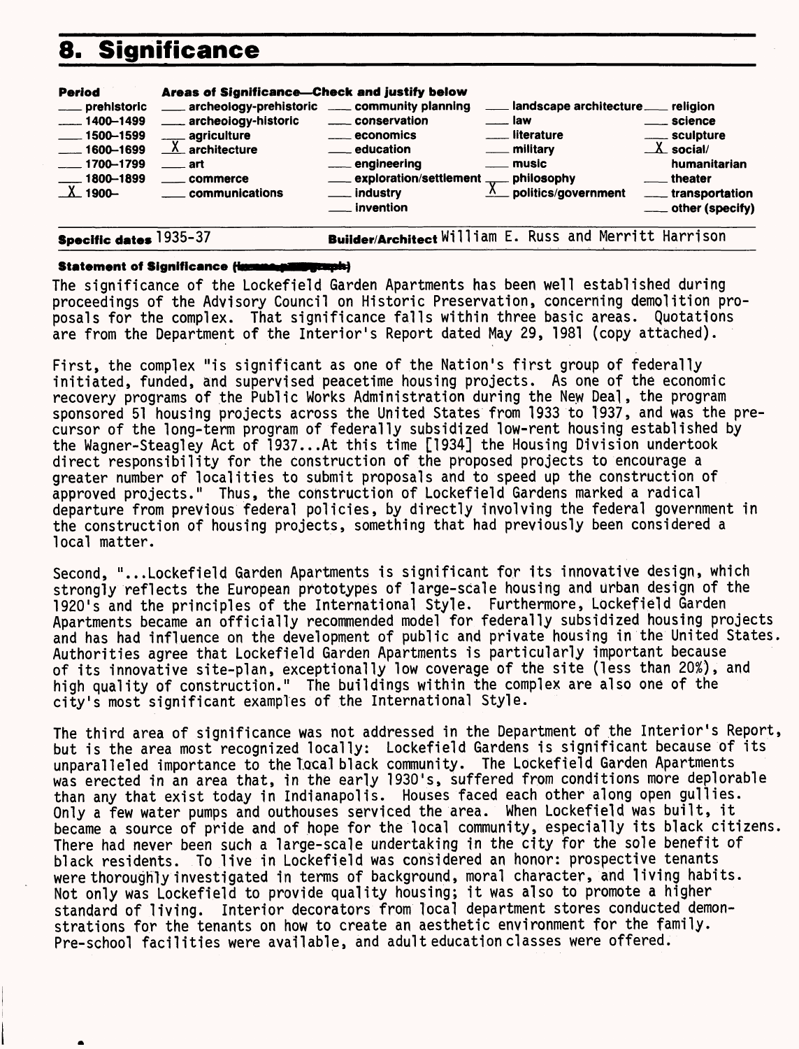# 8. Significance

| Period | Areas of Significance—Check and justify below | | | |
|---|---|---|---|---|
| ___ prehistoric | ___ archeology-prehistoric | ___ community planning | ___ landscape architecture | ___ religion |
| ___ 1400–1499 | ___ archeology-historic | ___ conservation | ___ law | ___ science |
| ___ 1500–1599 | ___ agriculture | ___ economics | ___ literature | ___ sculpture |
| ___ 1600–1699 | X architecture | ___ education | ___ military | X social/humanitarian |
| ___ 1700–1799 | ___ art | ___ engineering | ___ music | ___ theater |
| ___ 1800–1899 | ___ commerce | ___ exploration/settlement | ___ philosophy | ___ transportation |
| X 1900– | ___ communications | ___ industry | X politics/government | ___ other (specify) |
| | | ___ invention | | |

**Specific dates** 1935-37 **Builder/Architect** William E. Russ and Merritt Harrison

**Statement of Significance**

The significance of the Lockefield Garden Apartments has been well established during proceedings of the Advisory Council on Historic Preservation, concerning demolition proposals for the complex. That significance falls within three basic areas. Quotations are from the Department of the Interior's Report dated May 29, 1981 (copy attached).

First, the complex "is significant as one of the Nation's first group of federally initiated, funded, and supervised peacetime housing projects. As one of the economic recovery programs of the Public Works Administration during the New Deal, the program sponsored 51 housing projects across the United States from 1933 to 1937, and was the precursor of the long-term program of federally subsidized low-rent housing established by the Wagner-Steagley Act of 1937...At this time [1934] the Housing Division undertook direct responsibility for the construction of the proposed projects to encourage a greater number of localities to submit proposals and to speed up the construction of approved projects." Thus, the construction of Lockefield Gardens marked a radical departure from previous federal policies, by directly involving the federal government in the construction of housing projects, something that had previously been considered a local matter.

Second, "...Lockefield Garden Apartments is significant for its innovative design, which strongly reflects the European prototypes of large-scale housing and urban design of the 1920's and the principles of the International Style. Furthermore, Lockefield Garden Apartments became an officially recommended model for federally subsidized housing projects and has had influence on the development of public and private housing in the United States. Authorities agree that Lockefield Garden Apartments is particularly important because of its innovative site-plan, exceptionally low coverage of the site (less than 20%), and high quality of construction." The buildings within the complex are also one of the city's most significant examples of the International Style.

The third area of significance was not addressed in the Department of the Interior's Report, but is the area most recognized locally: Lockefield Gardens is significant because of its unparalleled importance to the local black community. The Lockefield Garden Apartments was erected in an area that, in the early 1930's, suffered from conditions more deplorable than any that exist today in Indianapolis. Houses faced each other along open gullies. Only a few water pumps and outhouses serviced the area. When Lockefield was built, it became a source of pride and of hope for the local community, especially its black citizens. There had never been such a large-scale undertaking in the city for the sole benefit of black residents. To live in Lockefield was considered an honor: prospective tenants were thoroughly investigated in terms of background, moral character, and living habits. Not only was Lockefield to provide quality housing; it was also to promote a higher standard of living. Interior decorators from local department stores conducted demonstrations for the tenants on how to create an aesthetic environment for the family. Pre-school facilities were available, and adult education classes were offered.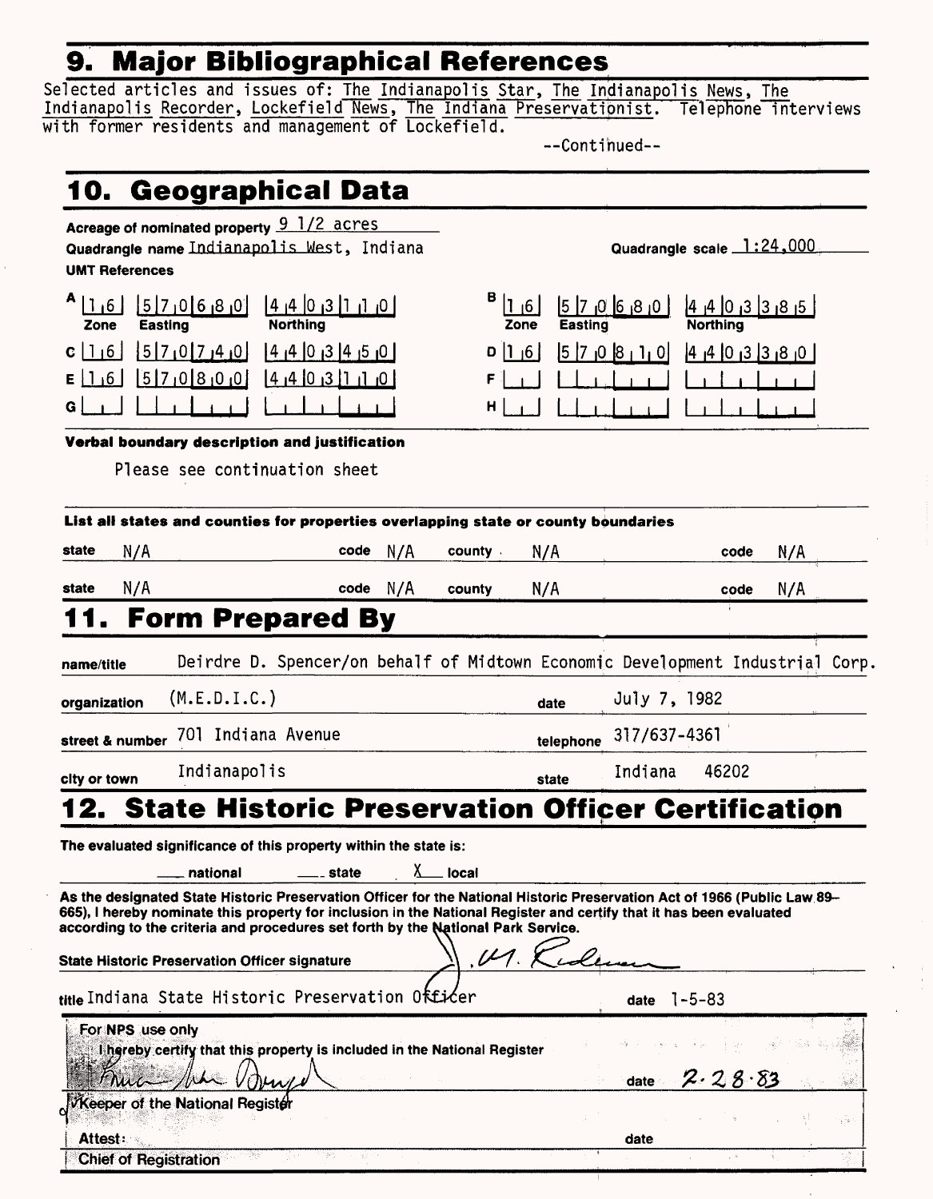## 9. Major Bibliographical References

Selected articles and issues of: The Indianapolis Star, The Indianapolis News, The Indianapolis Recorder, Lockefield News, The Indiana Preservationist. Telephone interviews with former residents and management of Lockefield.

--Continued--

## 10. Geographical Data

Acreage of nominated property 9 1/2 acres

Quadrangle name Indianapolis West, Indiana

Quadrangle scale 1:24,000

**UMT References**

| | Zone | Easting | Northing | | Zone | Easting | Northing |
|---|---|---|---|---|---|---|---|
| A | 16 | 570680 | 4403110 | B | 16 | 570680 | 4403385 |
| C | 16 | 570740 | 4403450 | D | 16 | 570810 | 4403380 |
| E | 16 | 570800 | 4403110 | F | | | |
| G | | | | H | | | |

**Verbal boundary description and justification**

Please see continuation sheet

**List all states and counties for properties overlapping state or county boundaries**

| state | code | county | code |
|---|---|---|---|
| N/A | N/A | N/A | N/A |
| N/A | N/A | N/A | N/A |

## 11. Form Prepared By

name/title Deirdre D. Spencer/on behalf of Midtown Economic Development Industrial Corp.

organization (M.E.D.I.C.) date July 7, 1982

street & number 701 Indiana Avenue telephone 317/637-4361

city or town Indianapolis state Indiana 46202

## 12. State Historic Preservation Officer Certification

The evaluated significance of this property within the state is:

___ national ___ state X local

As the designated State Historic Preservation Officer for the National Historic Preservation Act of 1966 (Public Law 89-665), I hereby nominate this property for inclusion in the National Register and certify that it has been evaluated according to the criteria and procedures set forth by the National Park Service.

State Historic Preservation Officer signature J. M. Ridenour

title Indiana State Historic Preservation Officer date 1-5-83

For NPS use only

I hereby certify that this property is included in the National Register

date 2-28-83

Keeper of the National Register

Attest: date

Chief of Registration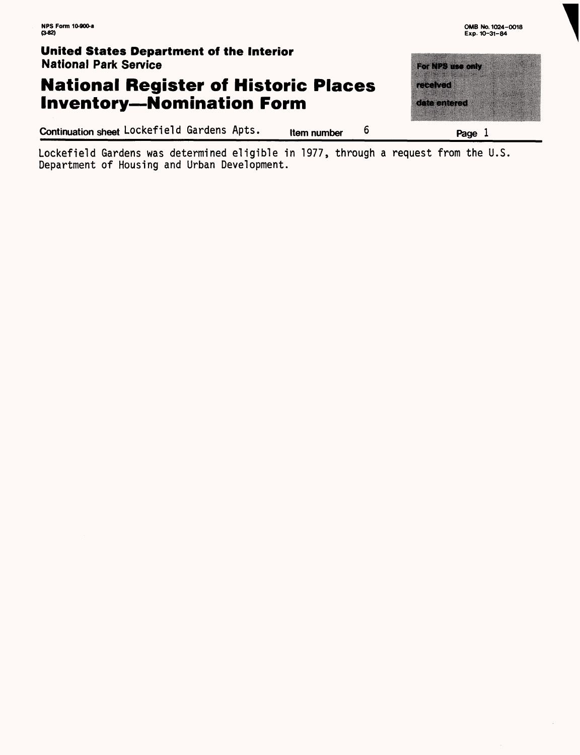NPS Form 10-900-a
(3-82)

OMB No. 1024-0018
Exp. 10-31-84

**United States Department of the Interior**
**National Park Service**

# National Register of Historic Places Inventory—Nomination Form

For NPS use only
received
date entered

Continuation sheet Lockefield Gardens Apts. Item number 6 Page 1

Lockefield Gardens was determined eligible in 1977, through a request from the U.S. Department of Housing and Urban Development.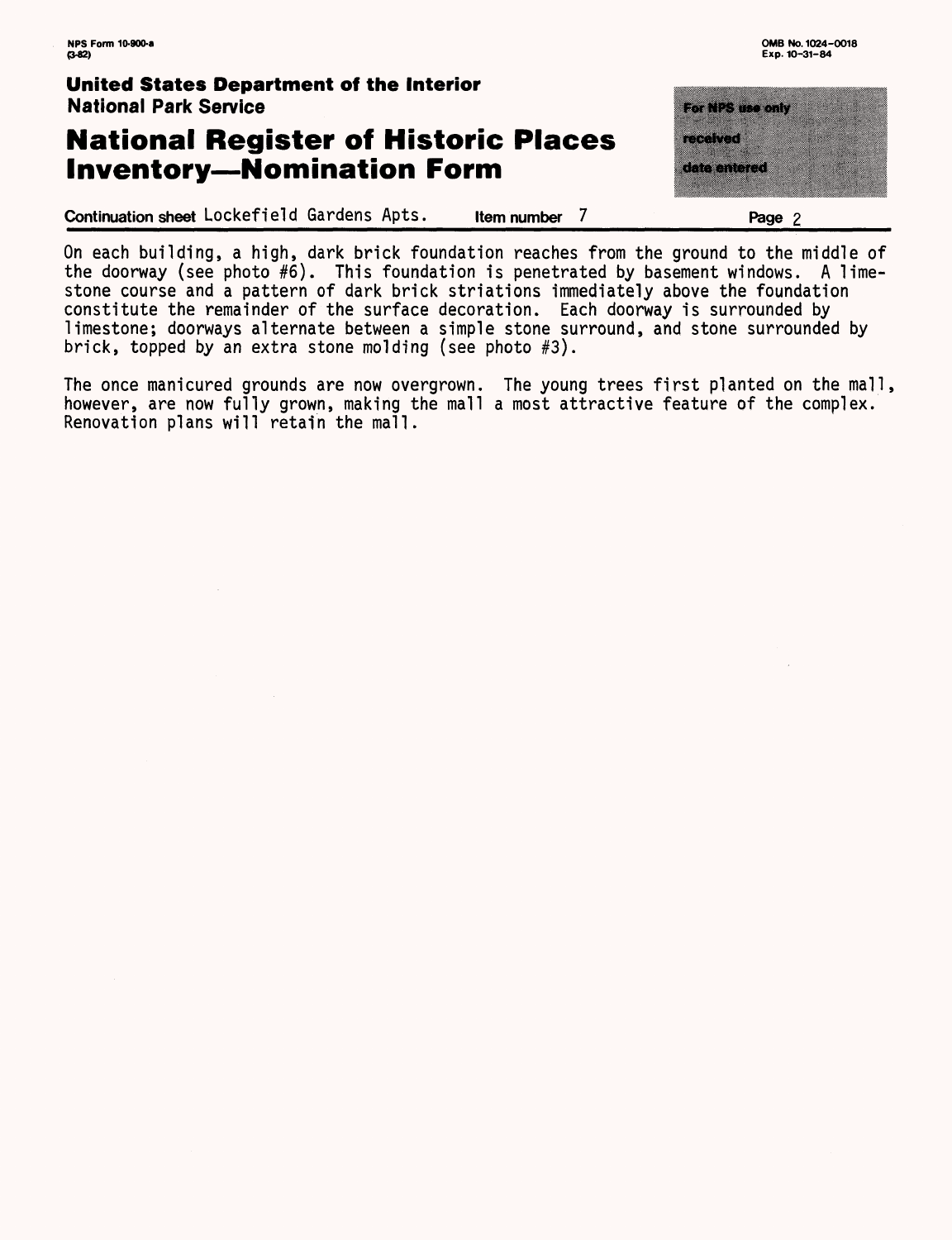On each building, a high, dark brick foundation reaches from the ground to the middle of the doorway (see photo #6). This foundation is penetrated by basement windows. A limestone course and a pattern of dark brick striations immediately above the foundation constitute the remainder of the surface decoration. Each doorway is surrounded by limestone; doorways alternate between a simple stone surround, and stone surrounded by brick, topped by an extra stone molding (see photo #3).

The once manicured grounds are now overgrown. The young trees first planted on the mall, however, are now fully grown, making the mall a most attractive feature of the complex. Renovation plans will retain the mall.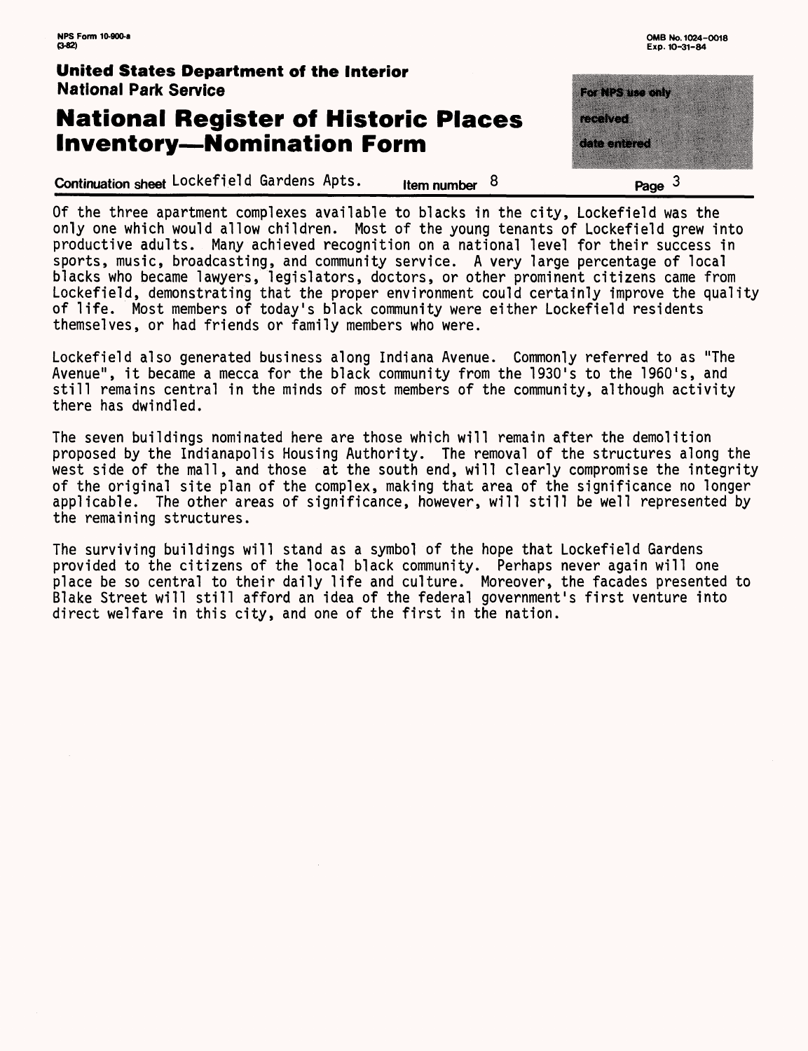Of the three apartment complexes available to blacks in the city, Lockefield was the only one which would allow children. Most of the young tenants of Lockefield grew into productive adults. Many achieved recognition on a national level for their success in sports, music, broadcasting, and community service. A very large percentage of local blacks who became lawyers, legislators, doctors, or other prominent citizens came from Lockefield, demonstrating that the proper environment could certainly improve the quality of life. Most members of today's black community were either Lockefield residents themselves, or had friends or family members who were.

Lockefield also generated business along Indiana Avenue. Commonly referred to as "The Avenue", it became a mecca for the black community from the 1930's to the 1960's, and still remains central in the minds of most members of the community, although activity there has dwindled.

The seven buildings nominated here are those which will remain after the demolition proposed by the Indianapolis Housing Authority. The removal of the structures along the west side of the mall, and those at the south end, will clearly compromise the integrity of the original site plan of the complex, making that area of the significance no longer applicable. The other areas of significance, however, will still be well represented by the remaining structures.

The surviving buildings will stand as a symbol of the hope that Lockefield Gardens provided to the citizens of the local black community. Perhaps never again will one place be so central to their daily life and culture. Moreover, the facades presented to Blake Street will still afford an idea of the federal government's first venture into direct welfare in this city, and one of the first in the nation.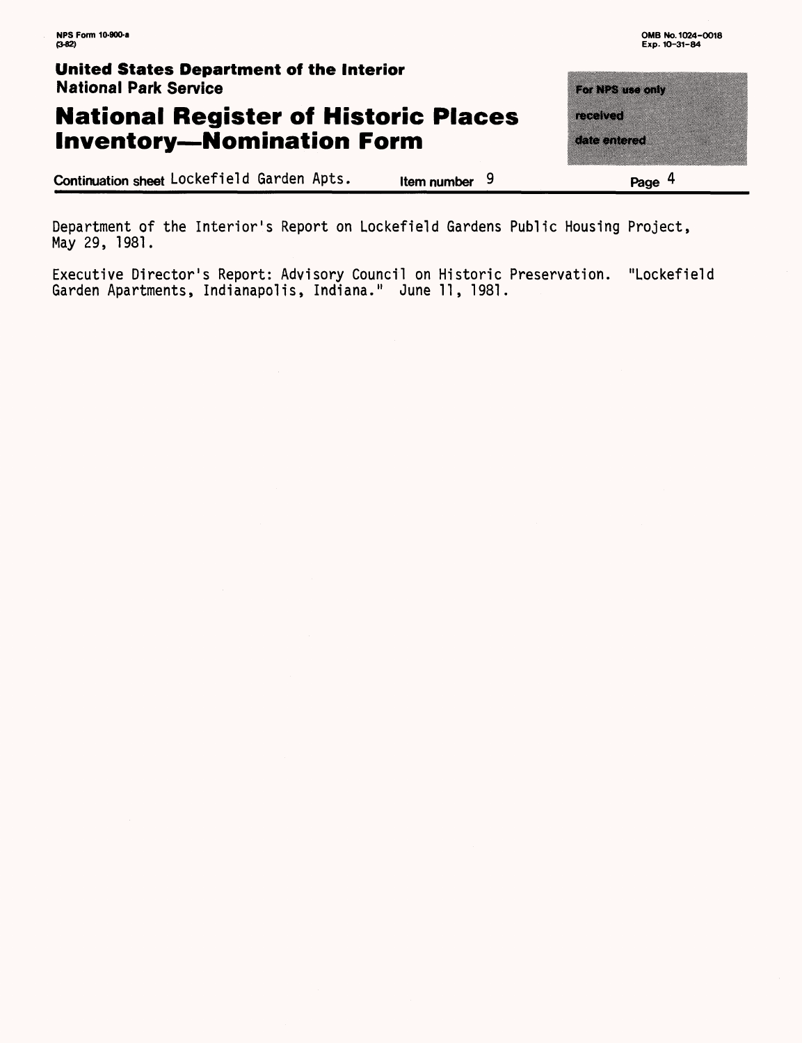Department of the Interior's Report on Lockefield Gardens Public Housing Project, May 29, 1981.

Executive Director's Report: Advisory Council on Historic Preservation. "Lockefield Garden Apartments, Indianapolis, Indiana." June 11, 1981.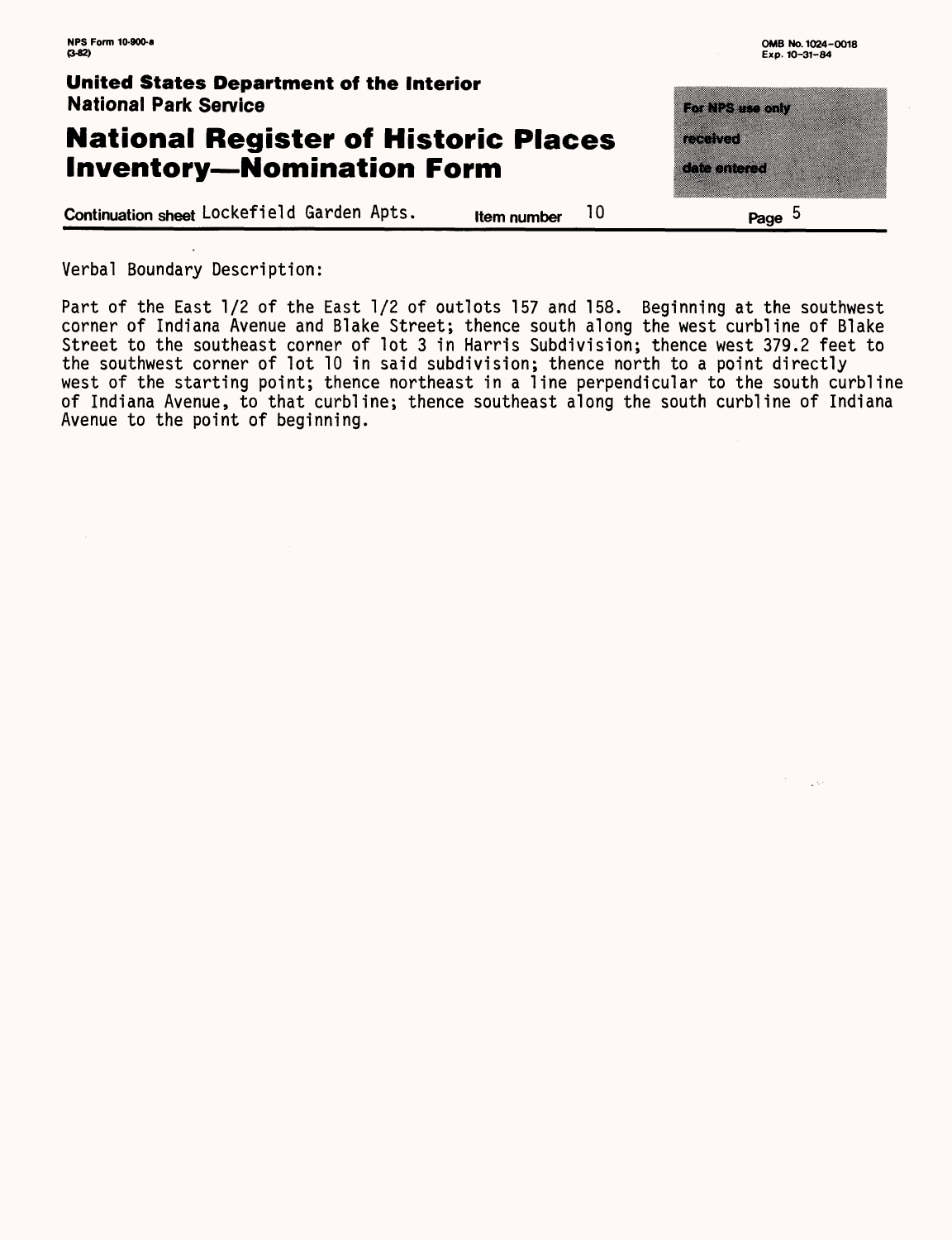Continuation sheet Lockefield Garden Apts. Item number 10

Verbal Boundary Description:

Part of the East 1/2 of the East 1/2 of outlots 157 and 158. Beginning at the southwest corner of Indiana Avenue and Blake Street; thence south along the west curbline of Blake Street to the southeast corner of lot 3 in Harris Subdivision; thence west 379.2 feet to the southwest corner of lot 10 in said subdivision; thence north to a point directly west of the starting point; thence northeast in a line perpendicular to the south curbline of Indiana Avenue, to that curbline; thence southeast along the south curbline of Indiana Avenue to the point of beginning.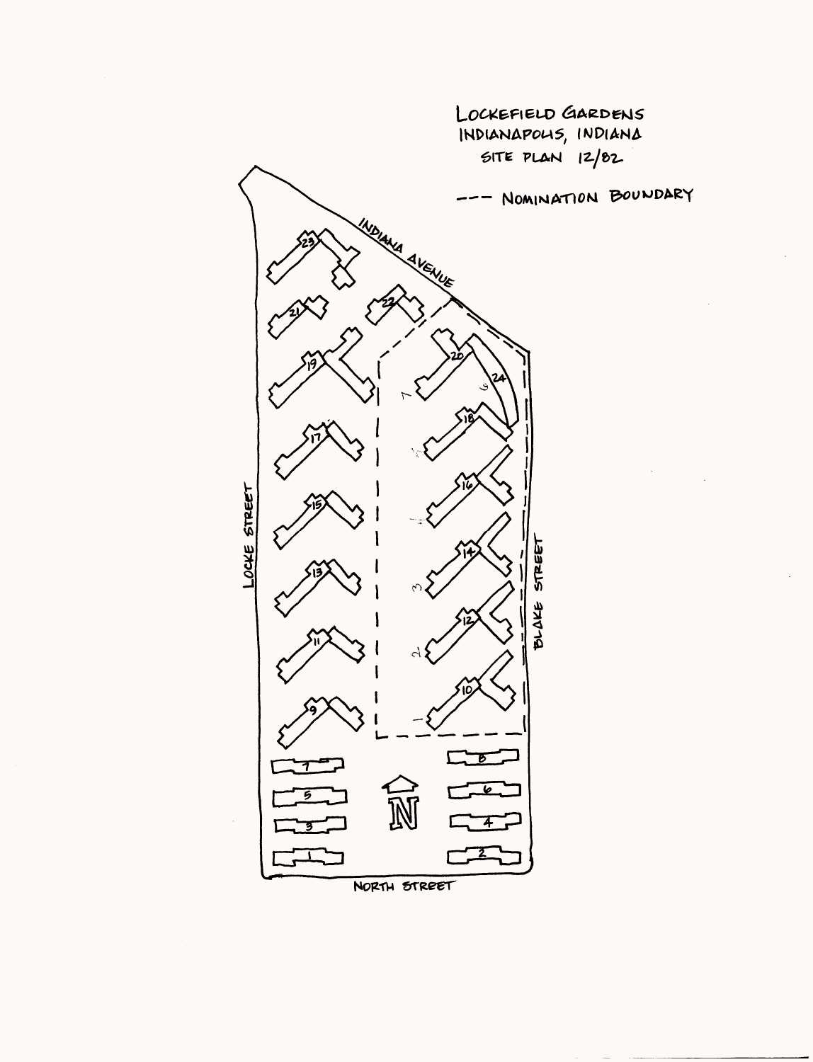LOCKEFIELD GARDENS
INDIANAPOLIS, INDIANA
SITE PLAN 12/82

--- NOMINATION BOUNDARY

INDIANA AVENUE

LOCKE STREET

BLAKE STREET

NORTH STREET

N

23
21
22
19
20
24
17
18
15
16
13
14
11
12
9
10
7
8
5
6
3
4
1
2